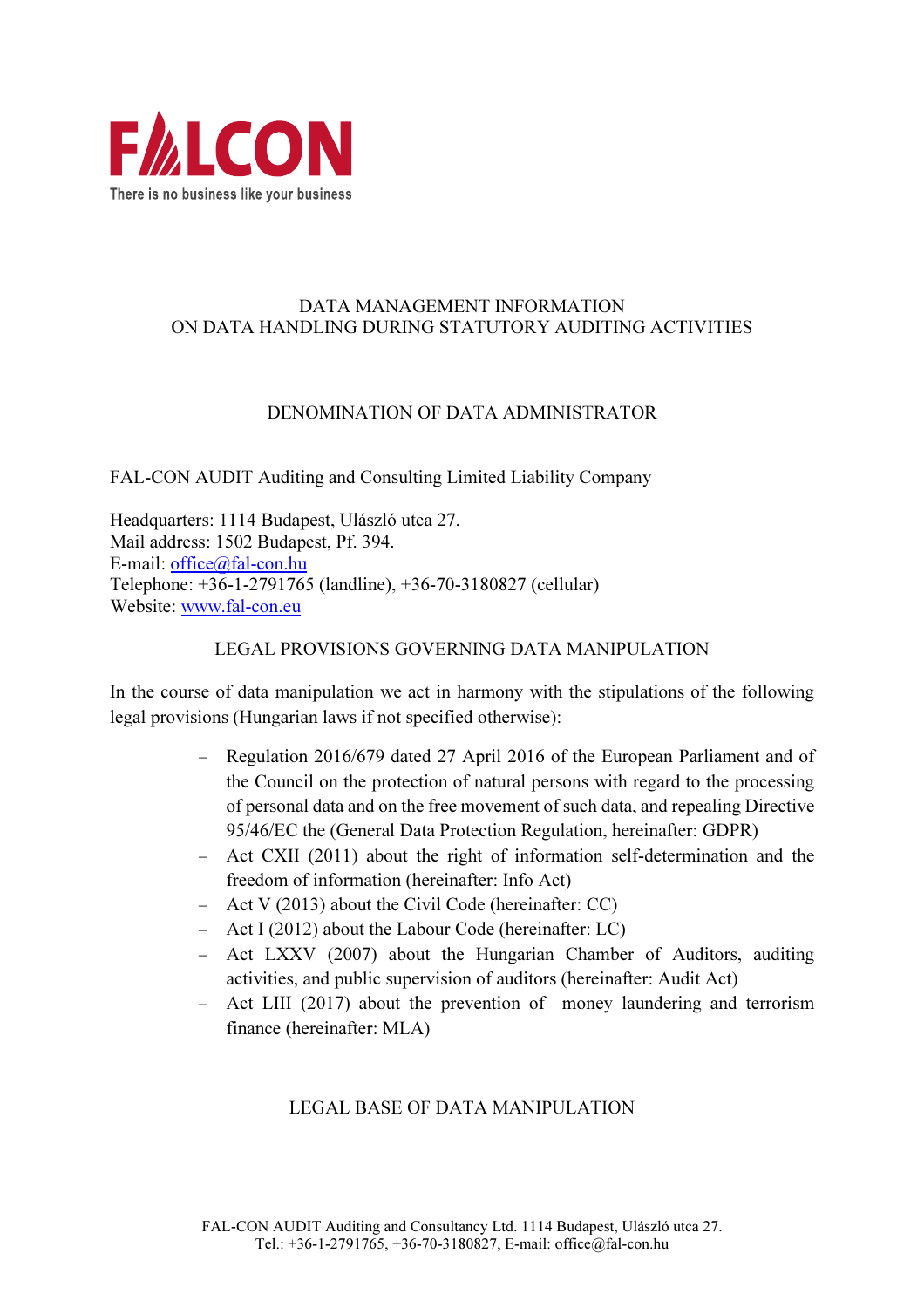FALCON

There is no business like your business

# DATA MANAGEMENT INFORMATION ON DATA HANDLING DURING STATUTORY AUDITING ACTIVITIES

## DENOMINATION OF DATA ADMINISTRATOR

FAL-CON AUDIT Auditing and Consulting Limited Liability Company

Headquarters: 1114 Budapest, Ulászló utca 27.
Mail address: 1502 Budapest, Pf. 394.
E-mail: office@fal-con.hu
Telephone: +36-1-2791765 (landline), +36-70-3180827 (cellular)
Website: www.fal-con.eu

## LEGAL PROVISIONS GOVERNING DATA MANIPULATION

In the course of data manipulation we act in harmony with the stipulations of the following legal provisions (Hungarian laws if not specified otherwise):

- Regulation 2016/679 dated 27 April 2016 of the European Parliament and of the Council on the protection of natural persons with regard to the processing of personal data and on the free movement of such data, and repealing Directive 95/46/EC the (General Data Protection Regulation, hereinafter: GDPR)
- Act CXII (2011) about the right of information self-determination and the freedom of information (hereinafter: Info Act)
- Act V (2013) about the Civil Code (hereinafter: CC)
- Act I (2012) about the Labour Code (hereinafter: LC)
- Act LXXV (2007) about the Hungarian Chamber of Auditors, auditing activities, and public supervision of auditors (hereinafter: Audit Act)
- Act LIII (2017) about the prevention of money laundering and terrorism finance (hereinafter: MLA)

## LEGAL BASE OF DATA MANIPULATION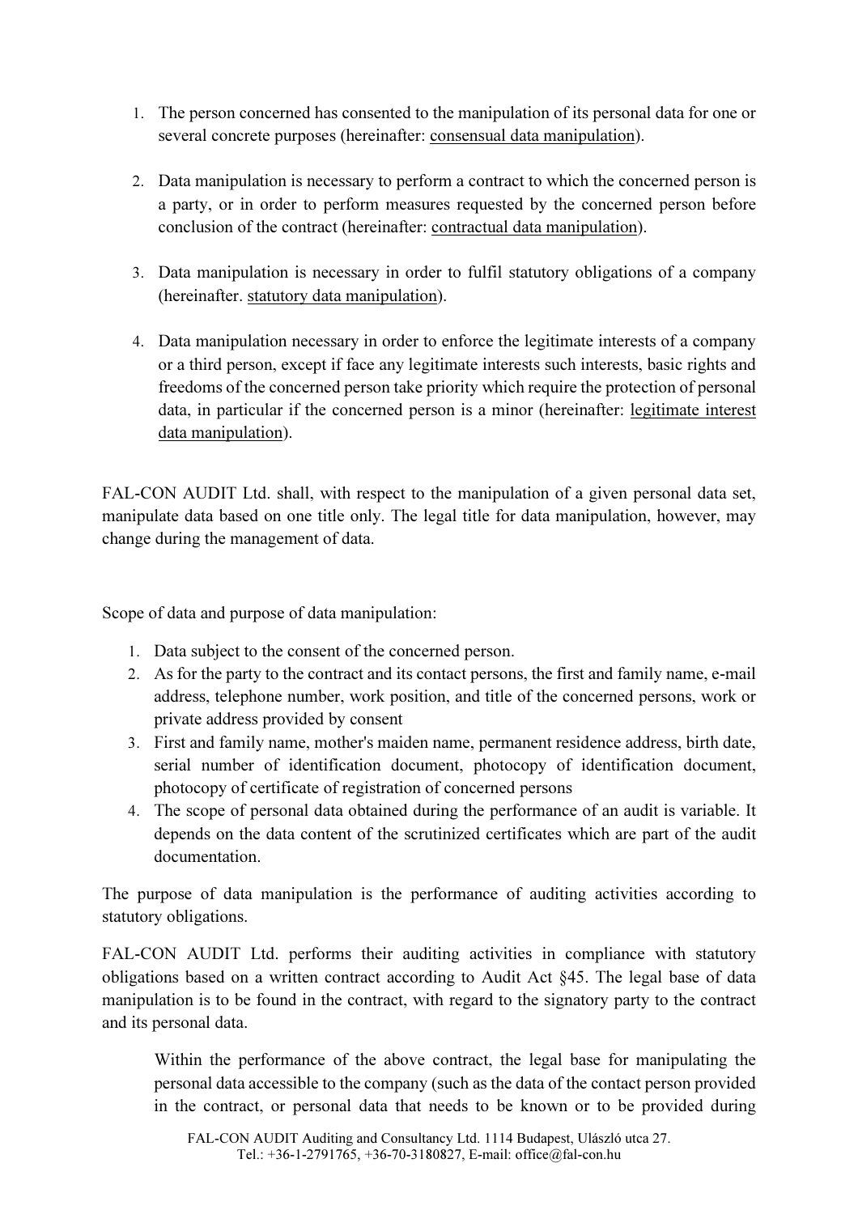1. The person concerned has consented to the manipulation of its personal data for one or several concrete purposes (hereinafter: consensual data manipulation).

2. Data manipulation is necessary to perform a contract to which the concerned person is a party, or in order to perform measures requested by the concerned person before conclusion of the contract (hereinafter: contractual data manipulation).

3. Data manipulation is necessary in order to fulfil statutory obligations of a company (hereinafter. statutory data manipulation).

4. Data manipulation necessary in order to enforce the legitimate interests of a company or a third person, except if face any legitimate interests such interests, basic rights and freedoms of the concerned person take priority which require the protection of personal data, in particular if the concerned person is a minor (hereinafter: legitimate interest data manipulation).

FAL-CON AUDIT Ltd. shall, with respect to the manipulation of a given personal data set, manipulate data based on one title only. The legal title for data manipulation, however, may change during the management of data.

Scope of data and purpose of data manipulation:

1. Data subject to the consent of the concerned person.
2. As for the party to the contract and its contact persons, the first and family name, e-mail address, telephone number, work position, and title of the concerned persons, work or private address provided by consent
3. First and family name, mother's maiden name, permanent residence address, birth date, serial number of identification document, photocopy of identification document, photocopy of certificate of registration of concerned persons
4. The scope of personal data obtained during the performance of an audit is variable. It depends on the data content of the scrutinized certificates which are part of the audit documentation.

The purpose of data manipulation is the performance of auditing activities according to statutory obligations.

FAL-CON AUDIT Ltd. performs their auditing activities in compliance with statutory obligations based on a written contract according to Audit Act §45. The legal base of data manipulation is to be found in the contract, with regard to the signatory party to the contract and its personal data.

Within the performance of the above contract, the legal base for manipulating the personal data accessible to the company (such as the data of the contact person provided in the contract, or personal data that needs to be known or to be provided during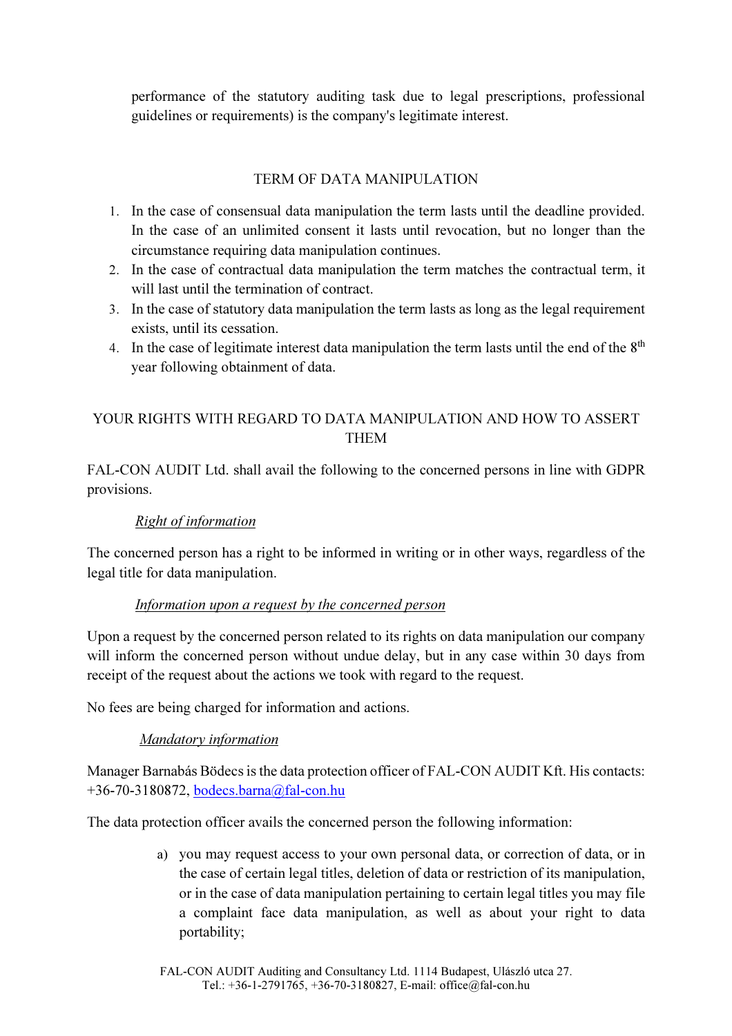performance of the statutory auditing task due to legal prescriptions, professional guidelines or requirements) is the company's legitimate interest.

## TERM OF DATA MANIPULATION

1. In the case of consensual data manipulation the term lasts until the deadline provided. In the case of an unlimited consent it lasts until revocation, but no longer than the circumstance requiring data manipulation continues.
2. In the case of contractual data manipulation the term matches the contractual term, it will last until the termination of contract.
3. In the case of statutory data manipulation the term lasts as long as the legal requirement exists, until its cessation.
4. In the case of legitimate interest data manipulation the term lasts until the end of the 8th year following obtainment of data.

## YOUR RIGHTS WITH REGARD TO DATA MANIPULATION AND HOW TO ASSERT THEM

FAL-CON AUDIT Ltd. shall avail the following to the concerned persons in line with GDPR provisions.

*Right of information*

The concerned person has a right to be informed in writing or in other ways, regardless of the legal title for data manipulation.

*Information upon a request by the concerned person*

Upon a request by the concerned person related to its rights on data manipulation our company will inform the concerned person without undue delay, but in any case within 30 days from receipt of the request about the actions we took with regard to the request.

No fees are being charged for information and actions.

*Mandatory information*

Manager Barnabás Bödecs is the data protection officer of FAL-CON AUDIT Kft. His contacts: +36-70-3180872, bodecs.barna@fal-con.hu

The data protection officer avails the concerned person the following information:

a) you may request access to your own personal data, or correction of data, or in the case of certain legal titles, deletion of data or restriction of its manipulation, or in the case of data manipulation pertaining to certain legal titles you may file a complaint face data manipulation, as well as about your right to data portability;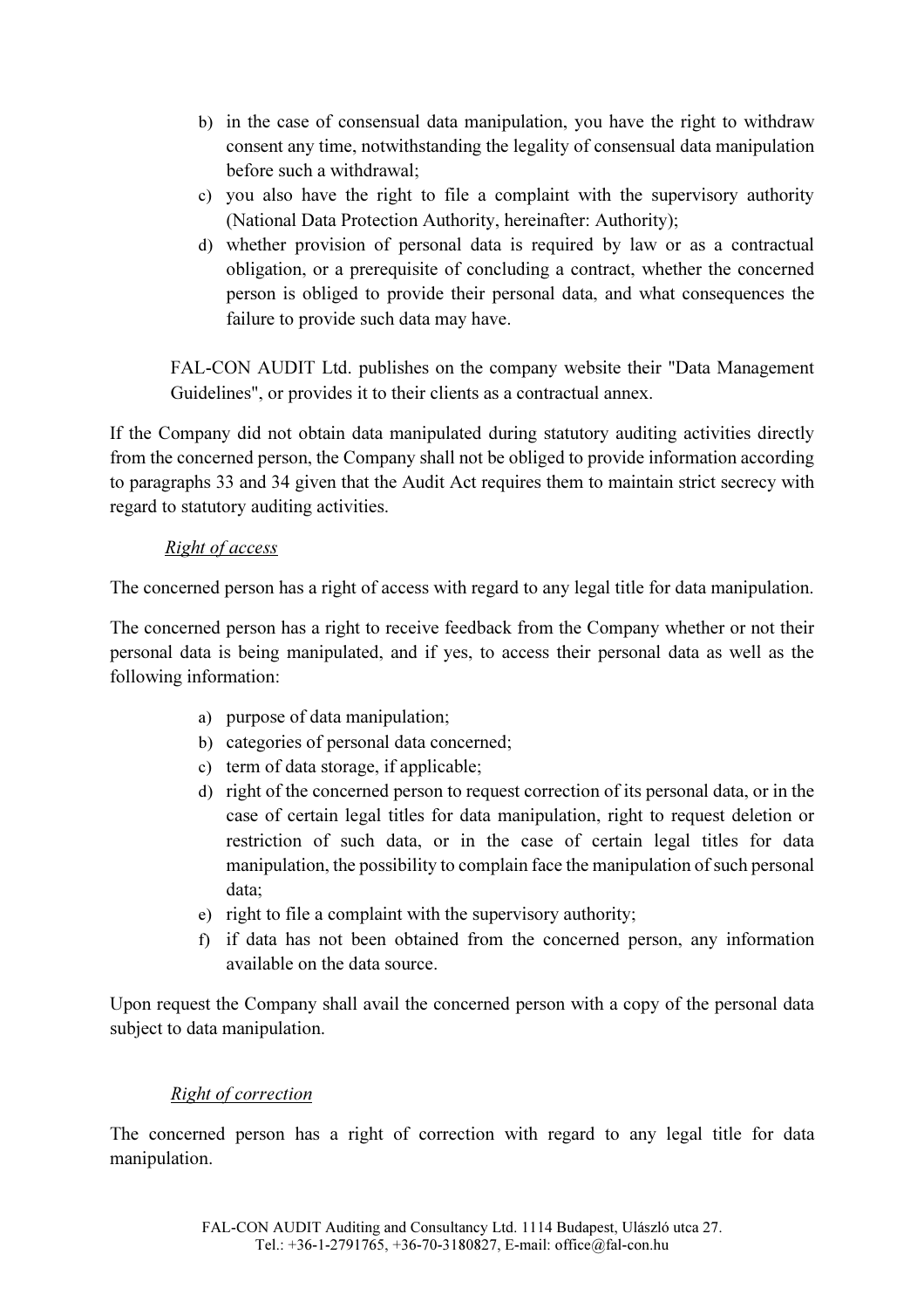b) in the case of consensual data manipulation, you have the right to withdraw consent any time, notwithstanding the legality of consensual data manipulation before such a withdrawal;
c) you also have the right to file a complaint with the supervisory authority (National Data Protection Authority, hereinafter: Authority);
d) whether provision of personal data is required by law or as a contractual obligation, or a prerequisite of concluding a contract, whether the concerned person is obliged to provide their personal data, and what consequences the failure to provide such data may have.

FAL-CON AUDIT Ltd. publishes on the company website their "Data Management Guidelines", or provides it to their clients as a contractual annex.

If the Company did not obtain data manipulated during statutory auditing activities directly from the concerned person, the Company shall not be obliged to provide information according to paragraphs 33 and 34 given that the Audit Act requires them to maintain strict secrecy with regard to statutory auditing activities.

*Right of access*

The concerned person has a right of access with regard to any legal title for data manipulation.

The concerned person has a right to receive feedback from the Company whether or not their personal data is being manipulated, and if yes, to access their personal data as well as the following information:

a) purpose of data manipulation;
b) categories of personal data concerned;
c) term of data storage, if applicable;
d) right of the concerned person to request correction of its personal data, or in the case of certain legal titles for data manipulation, right to request deletion or restriction of such data, or in the case of certain legal titles for data manipulation, the possibility to complain face the manipulation of such personal data;
e) right to file a complaint with the supervisory authority;
f) if data has not been obtained from the concerned person, any information available on the data source.

Upon request the Company shall avail the concerned person with a copy of the personal data subject to data manipulation.

*Right of correction*

The concerned person has a right of correction with regard to any legal title for data manipulation.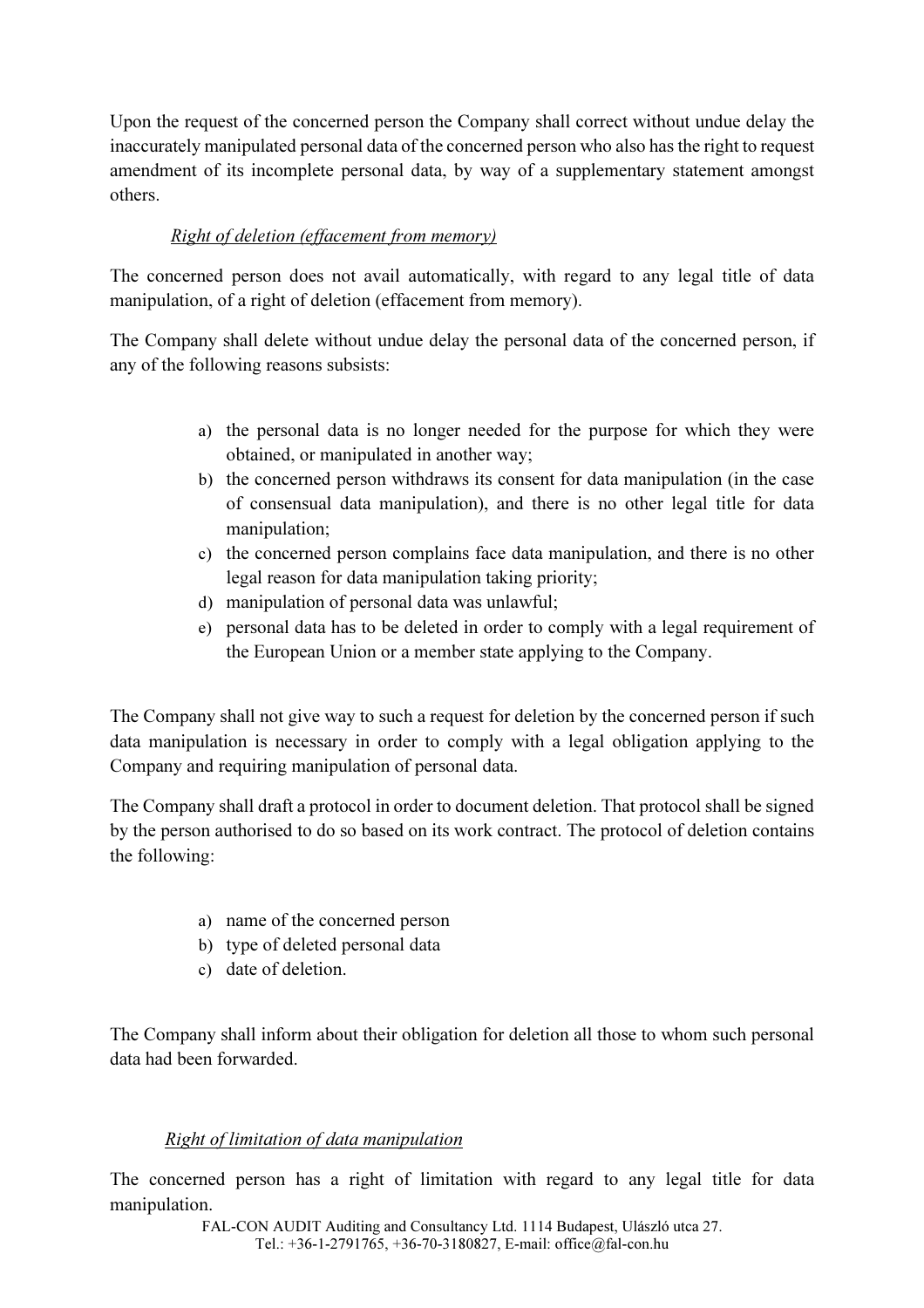Upon the request of the concerned person the Company shall correct without undue delay the inaccurately manipulated personal data of the concerned person who also has the right to request amendment of its incomplete personal data, by way of a supplementary statement amongst others.

*Right of deletion (effacement from memory)*

The concerned person does not avail automatically, with regard to any legal title of data manipulation, of a right of deletion (effacement from memory).

The Company shall delete without undue delay the personal data of the concerned person, if any of the following reasons subsists:

a) the personal data is no longer needed for the purpose for which they were obtained, or manipulated in another way;
b) the concerned person withdraws its consent for data manipulation (in the case of consensual data manipulation), and there is no other legal title for data manipulation;
c) the concerned person complains face data manipulation, and there is no other legal reason for data manipulation taking priority;
d) manipulation of personal data was unlawful;
e) personal data has to be deleted in order to comply with a legal requirement of the European Union or a member state applying to the Company.

The Company shall not give way to such a request for deletion by the concerned person if such data manipulation is necessary in order to comply with a legal obligation applying to the Company and requiring manipulation of personal data.

The Company shall draft a protocol in order to document deletion. That protocol shall be signed by the person authorised to do so based on its work contract. The protocol of deletion contains the following:

a) name of the concerned person
b) type of deleted personal data
c) date of deletion.

The Company shall inform about their obligation for deletion all those to whom such personal data had been forwarded.

*Right of limitation of data manipulation*

The concerned person has a right of limitation with regard to any legal title for data manipulation.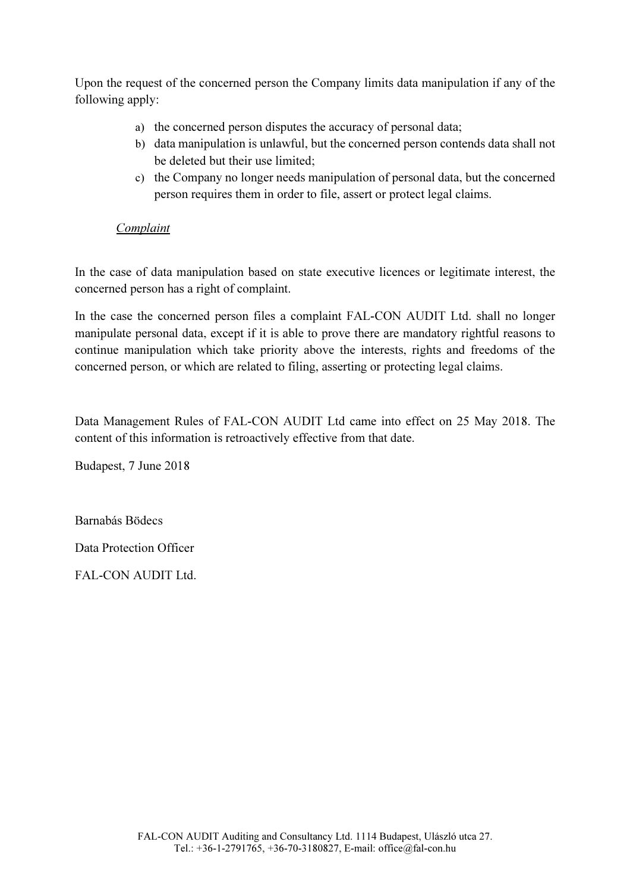Upon the request of the concerned person the Company limits data manipulation if any of the following apply:

a) the concerned person disputes the accuracy of personal data;
b) data manipulation is unlawful, but the concerned person contends data shall not be deleted but their use limited;
c) the Company no longer needs manipulation of personal data, but the concerned person requires them in order to file, assert or protect legal claims.

*Complaint*

In the case of data manipulation based on state executive licences or legitimate interest, the concerned person has a right of complaint.

In the case the concerned person files a complaint FAL-CON AUDIT Ltd. shall no longer manipulate personal data, except if it is able to prove there are mandatory rightful reasons to continue manipulation which take priority above the interests, rights and freedoms of the concerned person, or which are related to filing, asserting or protecting legal claims.

Data Management Rules of FAL-CON AUDIT Ltd came into effect on 25 May 2018. The content of this information is retroactively effective from that date.

Budapest, 7 June 2018

Barnabás Bödecs

Data Protection Officer

FAL-CON AUDIT Ltd.